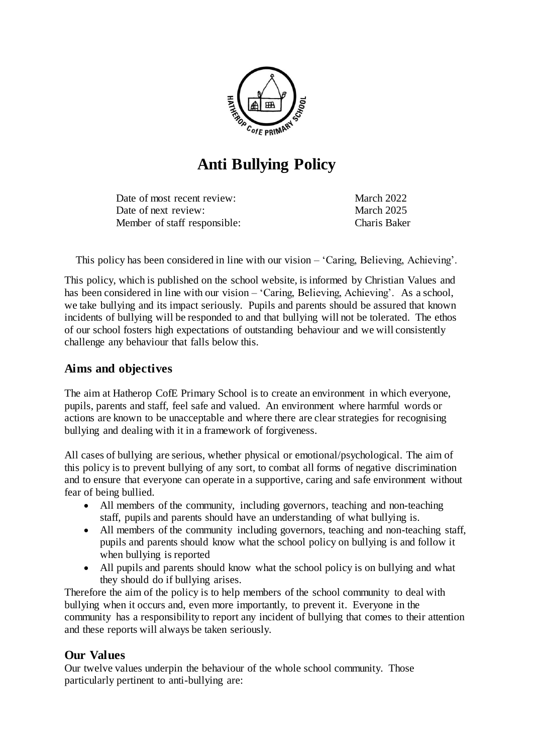# Anti Bullying Policy

| | |
|---|---|
| Date of most recent review: | March 2022 |
| Date of next review: | March 2025 |
| Member of staff responsible: | Charis Baker |

This policy has been considered in line with our vision – 'Caring, Believing, Achieving'.

This policy, which is published on the school website, is informed by Christian Values and has been considered in line with our vision – 'Caring, Believing, Achieving'. As a school, we take bullying and its impact seriously. Pupils and parents should be assured that known incidents of bullying will be responded to and that bullying will not be tolerated. The ethos of our school fosters high expectations of outstanding behaviour and we will consistently challenge any behaviour that falls below this.

## Aims and objectives

The aim at Hatherop CofE Primary School is to create an environment in which everyone, pupils, parents and staff, feel safe and valued. An environment where harmful words or actions are known to be unacceptable and where there are clear strategies for recognising bullying and dealing with it in a framework of forgiveness.

All cases of bullying are serious, whether physical or emotional/psychological. The aim of this policy is to prevent bullying of any sort, to combat all forms of negative discrimination and to ensure that everyone can operate in a supportive, caring and safe environment without fear of being bullied.

- All members of the community, including governors, teaching and non-teaching staff, pupils and parents should have an understanding of what bullying is.
- All members of the community including governors, teaching and non-teaching staff, pupils and parents should know what the school policy on bullying is and follow it when bullying is reported
- All pupils and parents should know what the school policy is on bullying and what they should do if bullying arises.

Therefore the aim of the policy is to help members of the school community to deal with bullying when it occurs and, even more importantly, to prevent it. Everyone in the community has a responsibility to report any incident of bullying that comes to their attention and these reports will always be taken seriously.

## Our Values

Our twelve values underpin the behaviour of the whole school community. Those particularly pertinent to anti-bullying are: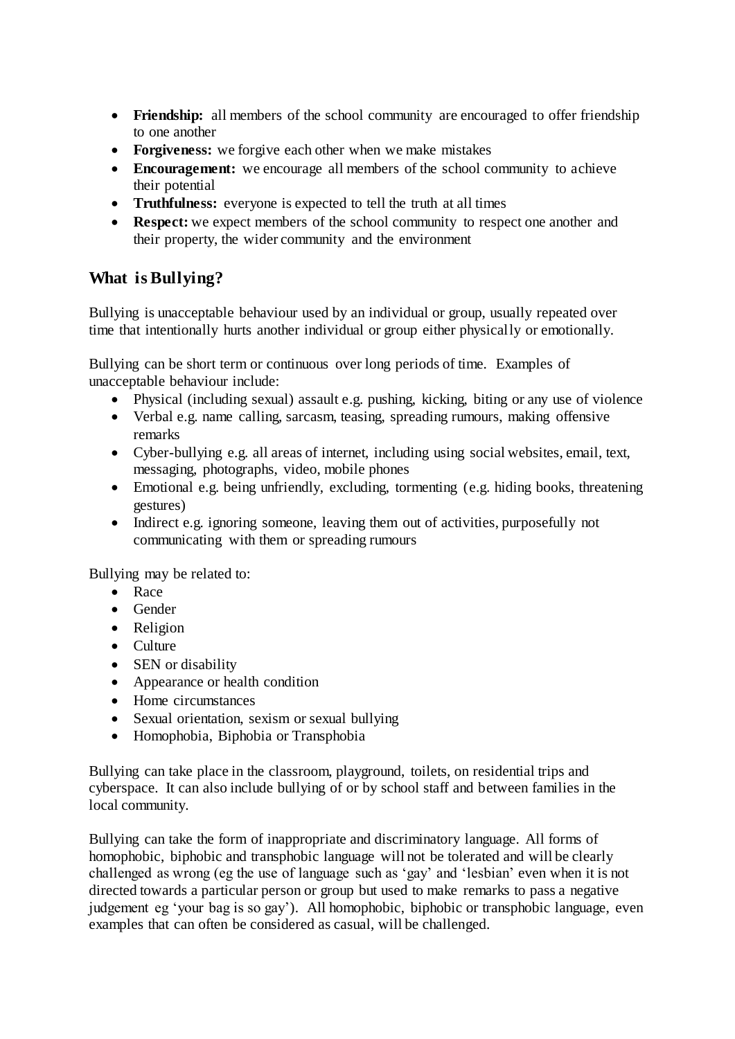- **Friendship:** all members of the school community are encouraged to offer friendship to one another
- **Forgiveness:** we forgive each other when we make mistakes
- **Encouragement:** we encourage all members of the school community to achieve their potential
- **Truthfulness:** everyone is expected to tell the truth at all times
- **Respect:** we expect members of the school community to respect one another and their property, the wider community and the environment

## What is Bullying?

Bullying is unacceptable behaviour used by an individual or group, usually repeated over time that intentionally hurts another individual or group either physically or emotionally.

Bullying can be short term or continuous over long periods of time. Examples of unacceptable behaviour include:

- Physical (including sexual) assault e.g. pushing, kicking, biting or any use of violence
- Verbal e.g. name calling, sarcasm, teasing, spreading rumours, making offensive remarks
- Cyber-bullying e.g. all areas of internet, including using social websites, email, text, messaging, photographs, video, mobile phones
- Emotional e.g. being unfriendly, excluding, tormenting (e.g. hiding books, threatening gestures)
- Indirect e.g. ignoring someone, leaving them out of activities, purposefully not communicating with them or spreading rumours

Bullying may be related to:

- Race
- Gender
- Religion
- Culture
- SEN or disability
- Appearance or health condition
- Home circumstances
- Sexual orientation, sexism or sexual bullying
- Homophobia, Biphobia or Transphobia

Bullying can take place in the classroom, playground, toilets, on residential trips and cyberspace. It can also include bullying of or by school staff and between families in the local community.

Bullying can take the form of inappropriate and discriminatory language. All forms of homophobic, biphobic and transphobic language will not be tolerated and will be clearly challenged as wrong (eg the use of language such as 'gay' and 'lesbian' even when it is not directed towards a particular person or group but used to make remarks to pass a negative judgement eg 'your bag is so gay'). All homophobic, biphobic or transphobic language, even examples that can often be considered as casual, will be challenged.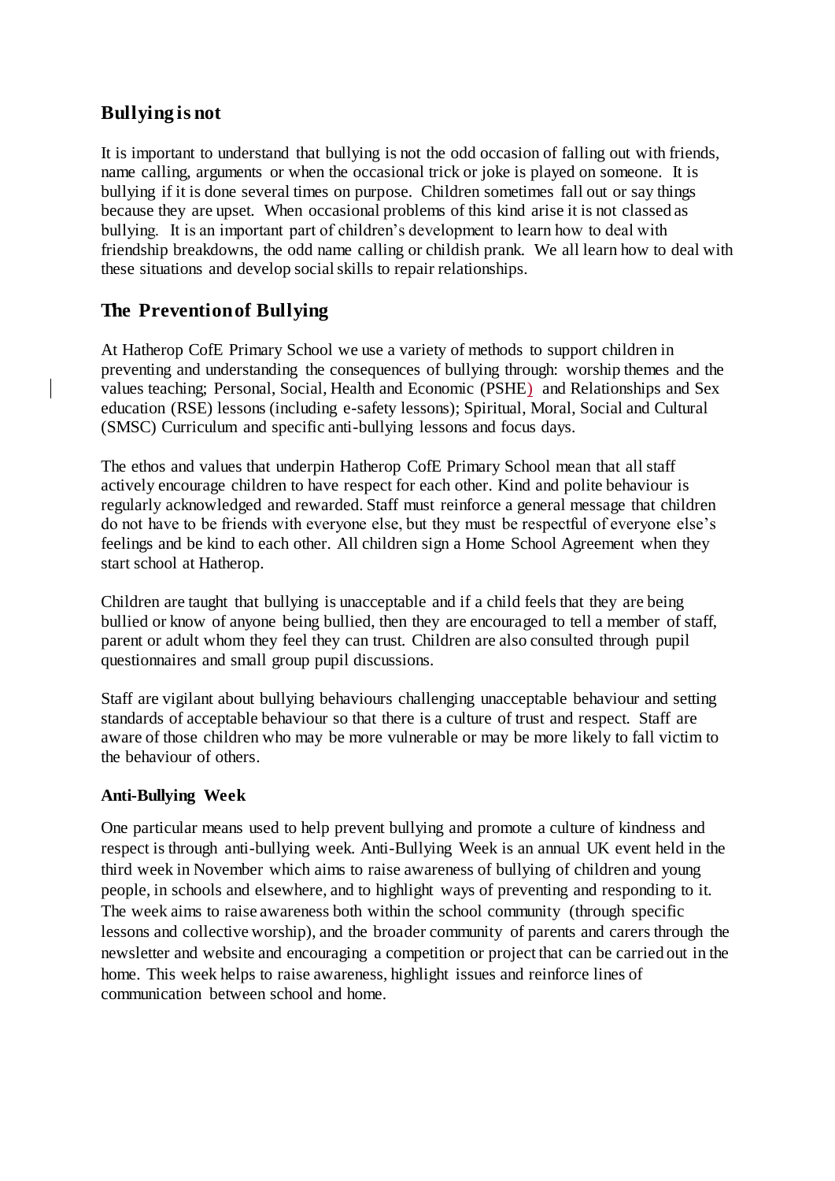## Bullying is not

It is important to understand that bullying is not the odd occasion of falling out with friends, name calling, arguments or when the occasional trick or joke is played on someone. It is bullying if it is done several times on purpose. Children sometimes fall out or say things because they are upset. When occasional problems of this kind arise it is not classed as bullying. It is an important part of children's development to learn how to deal with friendship breakdowns, the odd name calling or childish prank. We all learn how to deal with these situations and develop social skills to repair relationships.

## The Prevention of Bullying

At Hatherop CofE Primary School we use a variety of methods to support children in preventing and understanding the consequences of bullying through: worship themes and the values teaching; Personal, Social, Health and Economic (PSHE) and Relationships and Sex education (RSE) lessons (including e-safety lessons); Spiritual, Moral, Social and Cultural (SMSC) Curriculum and specific anti-bullying lessons and focus days.

The ethos and values that underpin Hatherop CofE Primary School mean that all staff actively encourage children to have respect for each other. Kind and polite behaviour is regularly acknowledged and rewarded. Staff must reinforce a general message that children do not have to be friends with everyone else, but they must be respectful of everyone else's feelings and be kind to each other. All children sign a Home School Agreement when they start school at Hatherop.

Children are taught that bullying is unacceptable and if a child feels that they are being bullied or know of anyone being bullied, then they are encouraged to tell a member of staff, parent or adult whom they feel they can trust. Children are also consulted through pupil questionnaires and small group pupil discussions.

Staff are vigilant about bullying behaviours challenging unacceptable behaviour and setting standards of acceptable behaviour so that there is a culture of trust and respect. Staff are aware of those children who may be more vulnerable or may be more likely to fall victim to the behaviour of others.

### Anti-Bullying Week

One particular means used to help prevent bullying and promote a culture of kindness and respect is through anti-bullying week. Anti-Bullying Week is an annual UK event held in the third week in November which aims to raise awareness of bullying of children and young people, in schools and elsewhere, and to highlight ways of preventing and responding to it. The week aims to raise awareness both within the school community (through specific lessons and collective worship), and the broader community of parents and carers through the newsletter and website and encouraging a competition or project that can be carried out in the home. This week helps to raise awareness, highlight issues and reinforce lines of communication between school and home.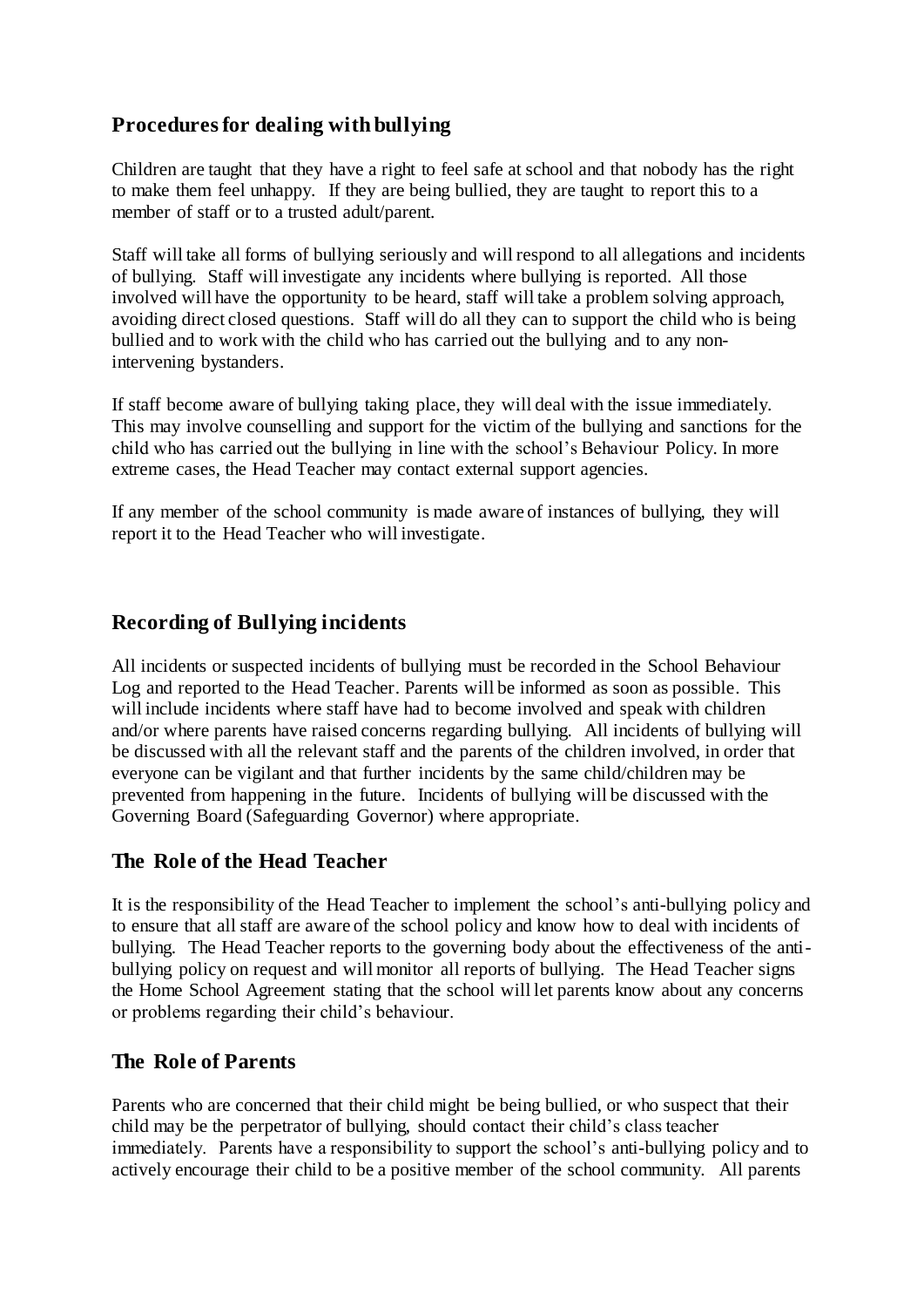## Procedures for dealing with bullying

Children are taught that they have a right to feel safe at school and that nobody has the right to make them feel unhappy. If they are being bullied, they are taught to report this to a member of staff or to a trusted adult/parent.

Staff will take all forms of bullying seriously and will respond to all allegations and incidents of bullying. Staff will investigate any incidents where bullying is reported. All those involved will have the opportunity to be heard, staff will take a problem solving approach, avoiding direct closed questions. Staff will do all they can to support the child who is being bullied and to work with the child who has carried out the bullying and to any non-intervening bystanders.

If staff become aware of bullying taking place, they will deal with the issue immediately. This may involve counselling and support for the victim of the bullying and sanctions for the child who has carried out the bullying in line with the school's Behaviour Policy. In more extreme cases, the Head Teacher may contact external support agencies.

If any member of the school community is made aware of instances of bullying, they will report it to the Head Teacher who will investigate.

## Recording of Bullying incidents

All incidents or suspected incidents of bullying must be recorded in the School Behaviour Log and reported to the Head Teacher. Parents will be informed as soon as possible. This will include incidents where staff have had to become involved and speak with children and/or where parents have raised concerns regarding bullying. All incidents of bullying will be discussed with all the relevant staff and the parents of the children involved, in order that everyone can be vigilant and that further incidents by the same child/children may be prevented from happening in the future. Incidents of bullying will be discussed with the Governing Board (Safeguarding Governor) where appropriate.

## The Role of the Head Teacher

It is the responsibility of the Head Teacher to implement the school's anti-bullying policy and to ensure that all staff are aware of the school policy and know how to deal with incidents of bullying. The Head Teacher reports to the governing body about the effectiveness of the anti-bullying policy on request and will monitor all reports of bullying. The Head Teacher signs the Home School Agreement stating that the school will let parents know about any concerns or problems regarding their child's behaviour.

## The Role of Parents

Parents who are concerned that their child might be being bullied, or who suspect that their child may be the perpetrator of bullying, should contact their child's class teacher immediately. Parents have a responsibility to support the school's anti-bullying policy and to actively encourage their child to be a positive member of the school community. All parents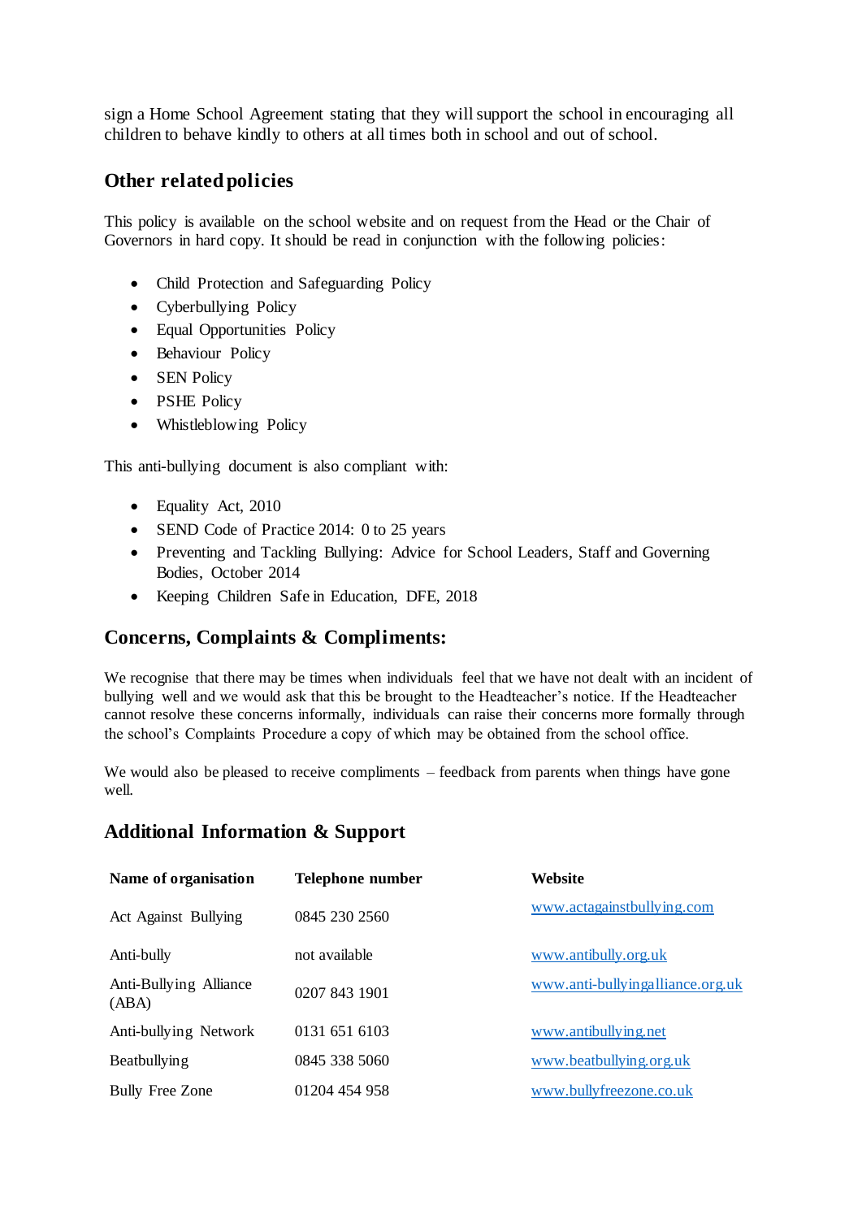sign a Home School Agreement stating that they will support the school in encouraging all children to behave kindly to others at all times both in school and out of school.

## Other related policies

This policy is available on the school website and on request from the Head or the Chair of Governors in hard copy. It should be read in conjunction with the following policies:

- Child Protection and Safeguarding Policy
- Cyberbullying Policy
- Equal Opportunities Policy
- Behaviour Policy
- SEN Policy
- PSHE Policy
- Whistleblowing Policy

This anti-bullying document is also compliant with:

- Equality Act, 2010
- SEND Code of Practice 2014: 0 to 25 years
- Preventing and Tackling Bullying: Advice for School Leaders, Staff and Governing Bodies, October 2014
- Keeping Children Safe in Education, DFE, 2018

## Concerns, Complaints & Compliments:

We recognise that there may be times when individuals feel that we have not dealt with an incident of bullying well and we would ask that this be brought to the Headteacher's notice. If the Headteacher cannot resolve these concerns informally, individuals can raise their concerns more formally through the school's Complaints Procedure a copy of which may be obtained from the school office.

We would also be pleased to receive compliments – feedback from parents when things have gone well.

## Additional Information & Support

| Name of organisation | Telephone number | Website |
|---|---|---|
| Act Against Bullying | 0845 230 2560 | www.actagainstbullying.com |
| Anti-bully | not available | www.antibully.org.uk |
| Anti-Bullying Alliance (ABA) | 0207 843 1901 | www.anti-bullyingalliance.org.uk |
| Anti-bullying Network | 0131 651 6103 | www.antibullying.net |
| Beatbullying | 0845 338 5060 | www.beatbullying.org.uk |
| Bully Free Zone | 01204 454 958 | www.bullyfreezone.co.uk |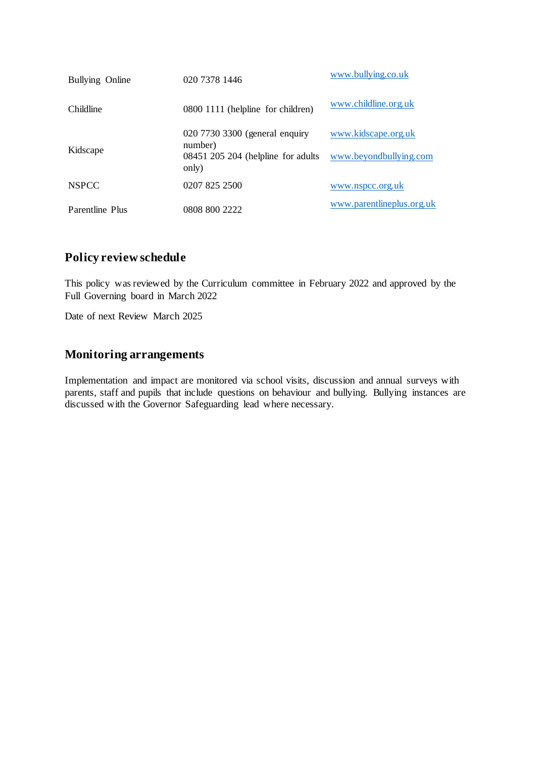| | | |
|---|---|---|
| Bullying Online | 020 7378 1446 | www.bullying.co.uk |
| Childline | 0800 1111 (helpline for children) | www.childline.org.uk |
| Kidscape | 020 7730 3300 (general enquiry number)<br>08451 205 204 (helpline for adults only) | www.kidscape.org.uk<br>www.beyondbullying.com |
| NSPCC | 0207 825 2500 | www.nspcc.org.uk |
| Parentline Plus | 0808 800 2222 | www.parentlineplus.org.uk |

## Policy review schedule

This policy was reviewed by the Curriculum committee in February 2022 and approved by the Full Governing board in March 2022

Date of next Review March 2025

## Monitoring arrangements

Implementation and impact are monitored via school visits, discussion and annual surveys with parents, staff and pupils that include questions on behaviour and bullying. Bullying instances are discussed with the Governor Safeguarding lead where necessary.